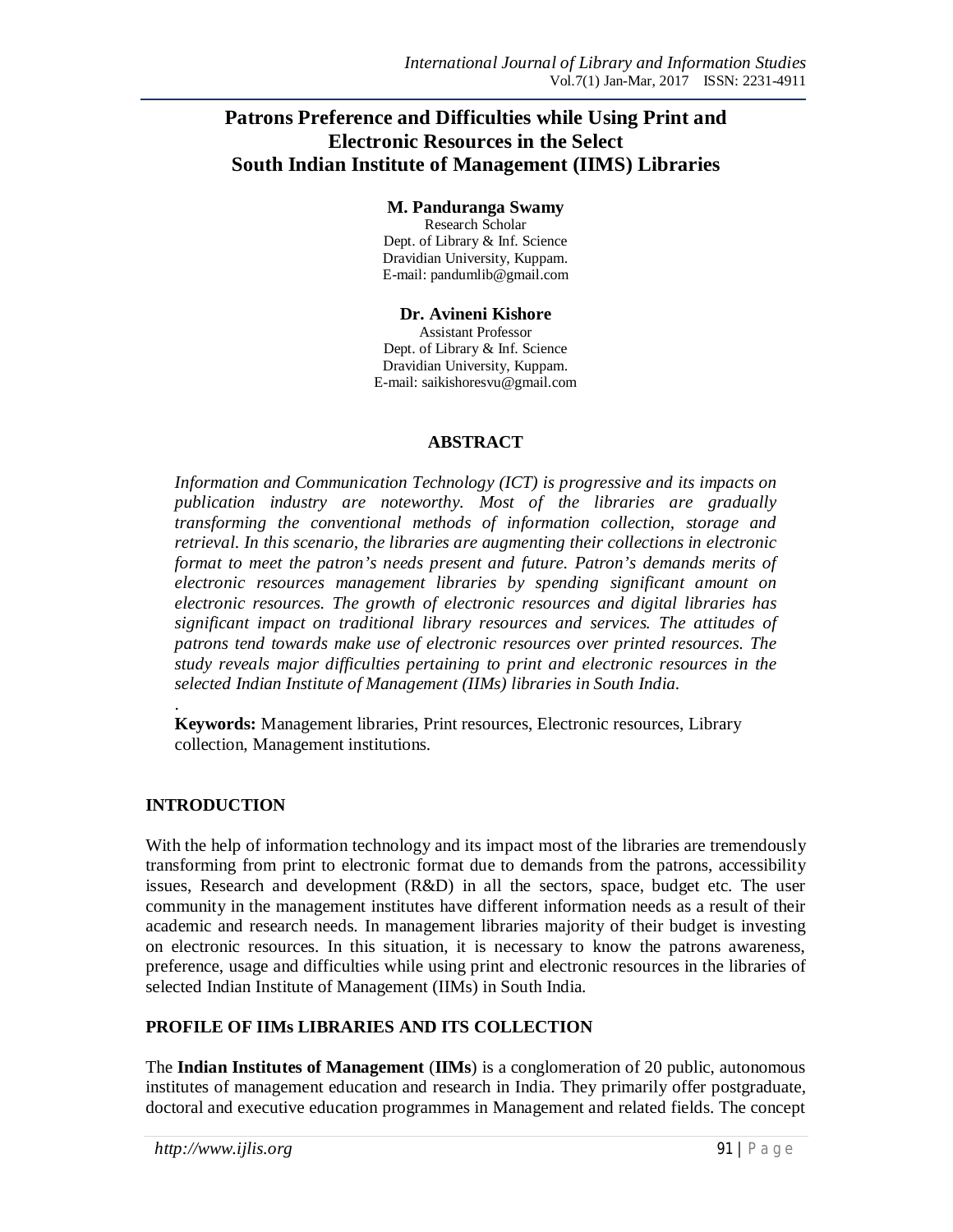# Patrons Preference and Difficulties while Using Print and Electronic Resources in the Select South Indian Institute of Management (IIMS) Libraries

**M. Panduranga Swamy**
Research Scholar
Dept. of Library & Inf. Science
Dravidian University, Kuppam.
E-mail: pandumlib@gmail.com

**Dr. Avineni Kishore**
Assistant Professor
Dept. of Library & Inf. Science
Dravidian University, Kuppam.
E-mail: saikishoresvu@gmail.com

## ABSTRACT

*Information and Communication Technology (ICT) is progressive and its impacts on publication industry are noteworthy. Most of the libraries are gradually transforming the conventional methods of information collection, storage and retrieval. In this scenario, the libraries are augmenting their collections in electronic format to meet the patron's needs present and future. Patron's demands merits of electronic resources management libraries by spending significant amount on electronic resources. The growth of electronic resources and digital libraries has significant impact on traditional library resources and services. The attitudes of patrons tend towards make use of electronic resources over printed resources. The study reveals major difficulties pertaining to print and electronic resources in the selected Indian Institute of Management (IIMs) libraries in South India.*

.

**Keywords:** Management libraries, Print resources, Electronic resources, Library collection, Management institutions.

## INTRODUCTION

With the help of information technology and its impact most of the libraries are tremendously transforming from print to electronic format due to demands from the patrons, accessibility issues, Research and development (R&D) in all the sectors, space, budget etc. The user community in the management institutes have different information needs as a result of their academic and research needs. In management libraries majority of their budget is investing on electronic resources. In this situation, it is necessary to know the patrons awareness, preference, usage and difficulties while using print and electronic resources in the libraries of selected Indian Institute of Management (IIMs) in South India.

## PROFILE OF IIMs LIBRARIES AND ITS COLLECTION

The **Indian Institutes of Management** (**IIMs**) is a conglomeration of 20 public, autonomous institutes of management education and research in India. They primarily offer postgraduate, doctoral and executive education programmes in Management and related fields. The concept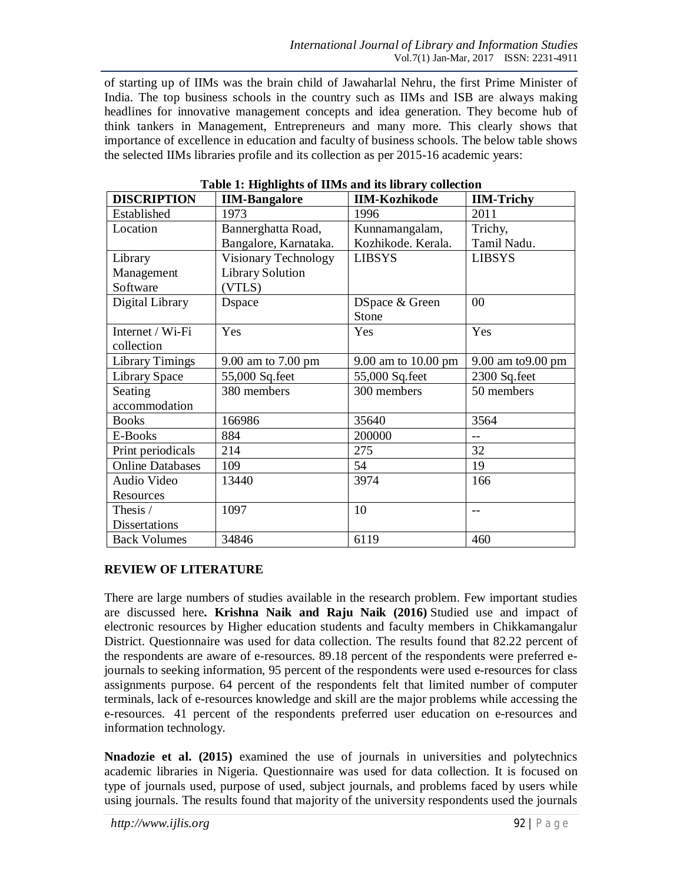of starting up of IIMs was the brain child of Jawaharlal Nehru, the first Prime Minister of India. The top business schools in the country such as IIMs and ISB are always making headlines for innovative management concepts and idea generation. They become hub of think tankers in Management, Entrepreneurs and many more. This clearly shows that importance of excellence in education and faculty of business schools. The below table shows the selected IIMs libraries profile and its collection as per 2015-16 academic years:

**Table 1: Highlights of IIMs and its library collection**

| DISCRIPTION | IIM-Bangalore | IIM-Kozhikode | IIM-Trichy |
|---|---|---|---|
| Established | 1973 | 1996 | 2011 |
| Location | Bannerghatta Road, Bangalore, Karnataka. | Kunnamangalam, Kozhikode. Kerala. | Trichy, Tamil Nadu. |
| Library Management Software | Visionary Technology Library Solution (VTLS) | LIBSYS | LIBSYS |
| Digital Library | Dspace | DSpace & Green Stone | 00 |
| Internet / Wi-Fi collection | Yes | Yes | Yes |
| Library Timings | 9.00 am to 7.00 pm | 9.00 am to 10.00 pm | 9.00 am to9.00 pm |
| Library Space | 55,000 Sq.feet | 55,000 Sq.feet | 2300 Sq.feet |
| Seating accommodation | 380 members | 300 members | 50 members |
| Books | 166986 | 35640 | 3564 |
| E-Books | 884 | 200000 | -- |
| Print periodicals | 214 | 275 | 32 |
| Online Databases | 109 | 54 | 19 |
| Audio Video Resources | 13440 | 3974 | 166 |
| Thesis / Dissertations | 1097 | 10 | -- |
| Back Volumes | 34846 | 6119 | 460 |

## REVIEW OF LITERATURE

There are large numbers of studies available in the research problem. Few important studies are discussed here**. Krishna Naik and Raju Naik (2016)** Studied use and impact of electronic resources by Higher education students and faculty members in Chikkamangalur District. Questionnaire was used for data collection. The results found that 82.22 percent of the respondents are aware of e-resources. 89.18 percent of the respondents were preferred e-journals to seeking information, 95 percent of the respondents were used e-resources for class assignments purpose. 64 percent of the respondents felt that limited number of computer terminals, lack of e-resources knowledge and skill are the major problems while accessing the e-resources. 41 percent of the respondents preferred user education on e-resources and information technology.

**Nnadozie et al. (2015)** examined the use of journals in universities and polytechnics academic libraries in Nigeria. Questionnaire was used for data collection. It is focused on type of journals used, purpose of used, subject journals, and problems faced by users while using journals. The results found that majority of the university respondents used the journals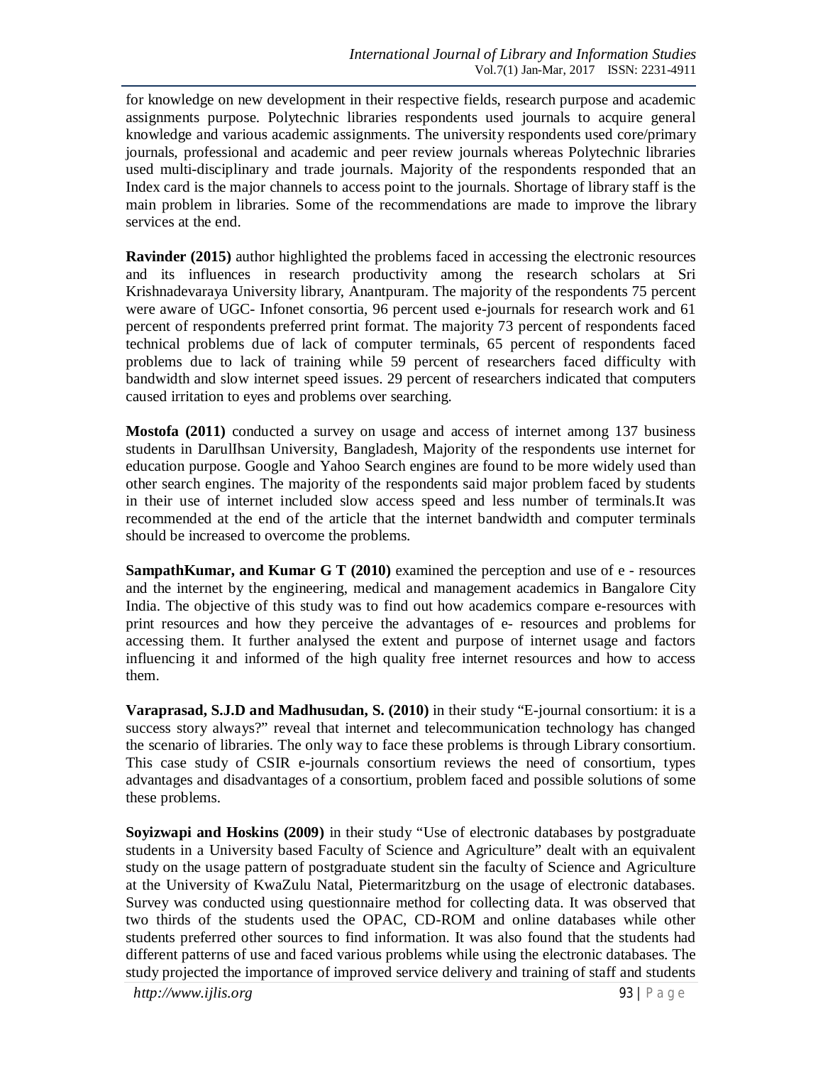for knowledge on new development in their respective fields, research purpose and academic assignments purpose. Polytechnic libraries respondents used journals to acquire general knowledge and various academic assignments. The university respondents used core/primary journals, professional and academic and peer review journals whereas Polytechnic libraries used multi-disciplinary and trade journals. Majority of the respondents responded that an Index card is the major channels to access point to the journals. Shortage of library staff is the main problem in libraries. Some of the recommendations are made to improve the library services at the end.

**Ravinder (2015)** author highlighted the problems faced in accessing the electronic resources and its influences in research productivity among the research scholars at Sri Krishnadevaraya University library, Anantpuram. The majority of the respondents 75 percent were aware of UGC- Infonet consortia, 96 percent used e-journals for research work and 61 percent of respondents preferred print format. The majority 73 percent of respondents faced technical problems due of lack of computer terminals, 65 percent of respondents faced problems due to lack of training while 59 percent of researchers faced difficulty with bandwidth and slow internet speed issues. 29 percent of researchers indicated that computers caused irritation to eyes and problems over searching.

**Mostofa (2011)** conducted a survey on usage and access of internet among 137 business students in DarulIhsan University, Bangladesh, Majority of the respondents use internet for education purpose. Google and Yahoo Search engines are found to be more widely used than other search engines. The majority of the respondents said major problem faced by students in their use of internet included slow access speed and less number of terminals.It was recommended at the end of the article that the internet bandwidth and computer terminals should be increased to overcome the problems.

**SampathKumar, and Kumar G T (2010)** examined the perception and use of e - resources and the internet by the engineering, medical and management academics in Bangalore City India. The objective of this study was to find out how academics compare e-resources with print resources and how they perceive the advantages of e- resources and problems for accessing them. It further analysed the extent and purpose of internet usage and factors influencing it and informed of the high quality free internet resources and how to access them.

**Varaprasad, S.J.D and Madhusudan, S. (2010)** in their study "E-journal consortium: it is a success story always?" reveal that internet and telecommunication technology has changed the scenario of libraries. The only way to face these problems is through Library consortium. This case study of CSIR e-journals consortium reviews the need of consortium, types advantages and disadvantages of a consortium, problem faced and possible solutions of some these problems.

**Soyizwapi and Hoskins (2009)** in their study "Use of electronic databases by postgraduate students in a University based Faculty of Science and Agriculture" dealt with an equivalent study on the usage pattern of postgraduate student sin the faculty of Science and Agriculture at the University of KwaZulu Natal, Pietermaritzburg on the usage of electronic databases. Survey was conducted using questionnaire method for collecting data. It was observed that two thirds of the students used the OPAC, CD-ROM and online databases while other students preferred other sources to find information. It was also found that the students had different patterns of use and faced various problems while using the electronic databases. The study projected the importance of improved service delivery and training of staff and students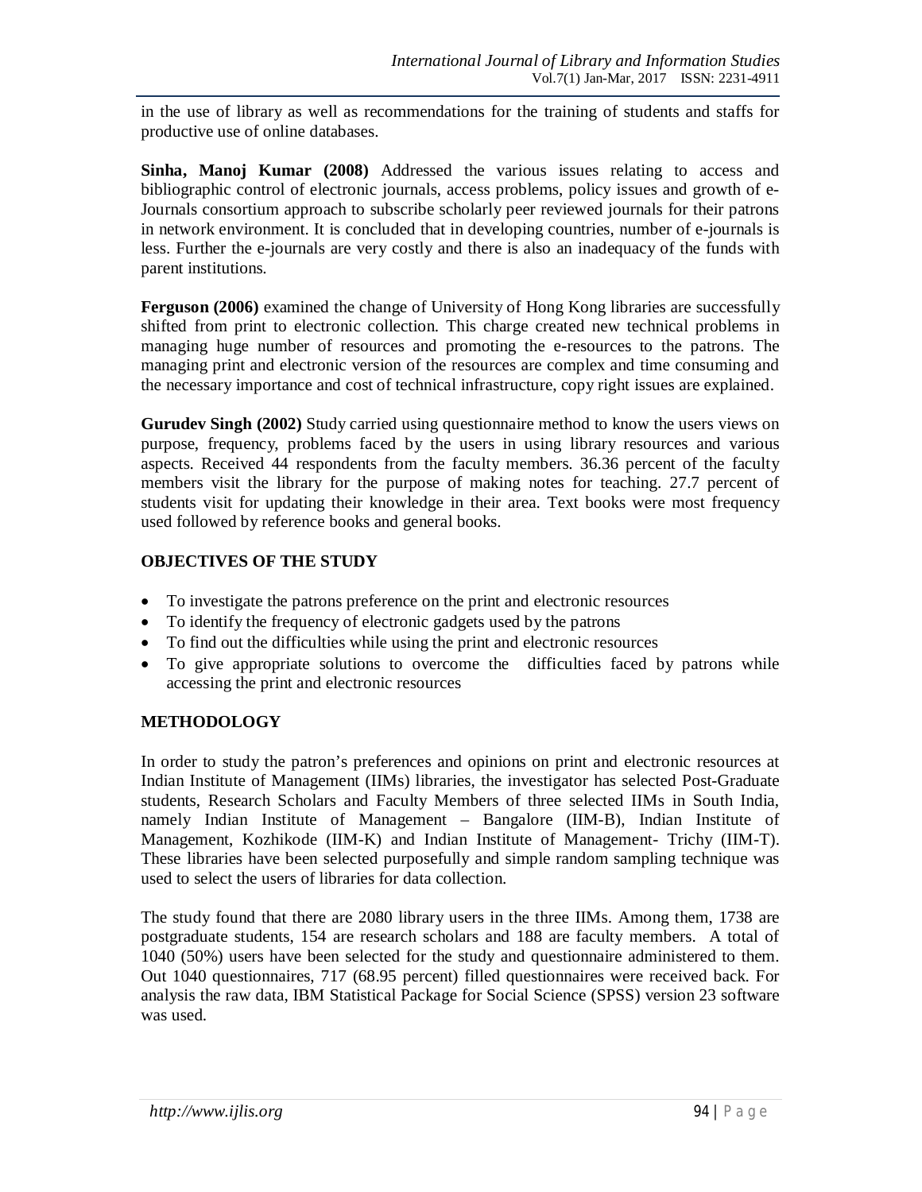in the use of library as well as recommendations for the training of students and staffs for productive use of online databases.

**Sinha, Manoj Kumar (2008)** Addressed the various issues relating to access and bibliographic control of electronic journals, access problems, policy issues and growth of e-Journals consortium approach to subscribe scholarly peer reviewed journals for their patrons in network environment. It is concluded that in developing countries, number of e-journals is less. Further the e-journals are very costly and there is also an inadequacy of the funds with parent institutions.

**Ferguson (2006)** examined the change of University of Hong Kong libraries are successfully shifted from print to electronic collection. This charge created new technical problems in managing huge number of resources and promoting the e-resources to the patrons. The managing print and electronic version of the resources are complex and time consuming and the necessary importance and cost of technical infrastructure, copy right issues are explained.

**Gurudev Singh (2002)** Study carried using questionnaire method to know the users views on purpose, frequency, problems faced by the users in using library resources and various aspects. Received 44 respondents from the faculty members. 36.36 percent of the faculty members visit the library for the purpose of making notes for teaching. 27.7 percent of students visit for updating their knowledge in their area. Text books were most frequency used followed by reference books and general books.

## OBJECTIVES OF THE STUDY

- To investigate the patrons preference on the print and electronic resources
- To identify the frequency of electronic gadgets used by the patrons
- To find out the difficulties while using the print and electronic resources
- To give appropriate solutions to overcome the difficulties faced by patrons while accessing the print and electronic resources

## METHODOLOGY

In order to study the patron's preferences and opinions on print and electronic resources at Indian Institute of Management (IIMs) libraries, the investigator has selected Post-Graduate students, Research Scholars and Faculty Members of three selected IIMs in South India, namely Indian Institute of Management – Bangalore (IIM-B), Indian Institute of Management, Kozhikode (IIM-K) and Indian Institute of Management- Trichy (IIM-T). These libraries have been selected purposefully and simple random sampling technique was used to select the users of libraries for data collection.

The study found that there are 2080 library users in the three IIMs. Among them, 1738 are postgraduate students, 154 are research scholars and 188 are faculty members. A total of 1040 (50%) users have been selected for the study and questionnaire administered to them. Out 1040 questionnaires, 717 (68.95 percent) filled questionnaires were received back. For analysis the raw data, IBM Statistical Package for Social Science (SPSS) version 23 software was used.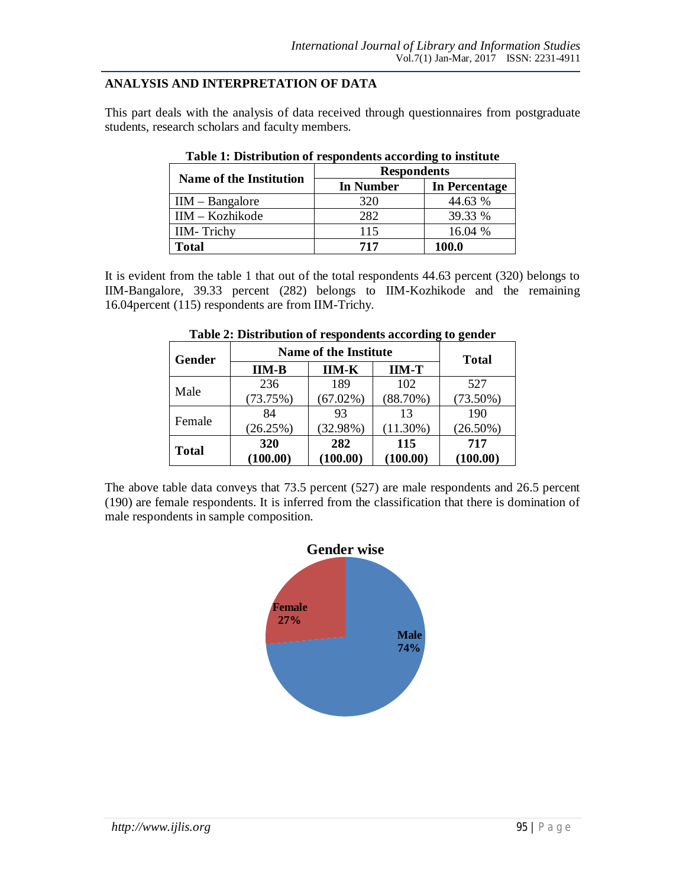## ANALYSIS AND INTERPRETATION OF DATA

This part deals with the analysis of data received through questionnaires from postgraduate students, research scholars and faculty members.

**Table 1: Distribution of respondents according to institute**

| Name of the Institution | Respondents | |
|---|---|---|
| | In Number | In Percentage |
| IIM – Bangalore | 320 | 44.63 % |
| IIM – Kozhikode | 282 | 39.33 % |
| IIM- Trichy | 115 | 16.04 % |
| **Total** | **717** | **100.0** |

It is evident from the table 1 that out of the total respondents 44.63 percent (320) belongs to IIM-Bangalore, 39.33 percent (282) belongs to IIM-Kozhikode and the remaining 16.04percent (115) respondents are from IIM-Trichy.

**Table 2: Distribution of respondents according to gender**

| Gender | Name of the Institute | | | Total |
|---|---|---|---|---|
| | IIM-B | IIM-K | IIM-T | |
| Male | 236 (73.75%) | 189 (67.02%) | 102 (88.70%) | 527 (73.50%) |
| Female | 84 (26.25%) | 93 (32.98%) | 13 (11.30%) | 190 (26.50%) |
| **Total** | **320 (100.00)** | **282 (100.00)** | **115 (100.00)** | **717 (100.00)** |

The above table data conveys that 73.5 percent (527) are male respondents and 26.5 percent (190) are female respondents. It is inferred from the classification that there is domination of male respondents in sample composition.

**Gender wise**

Female 27%

Male 74%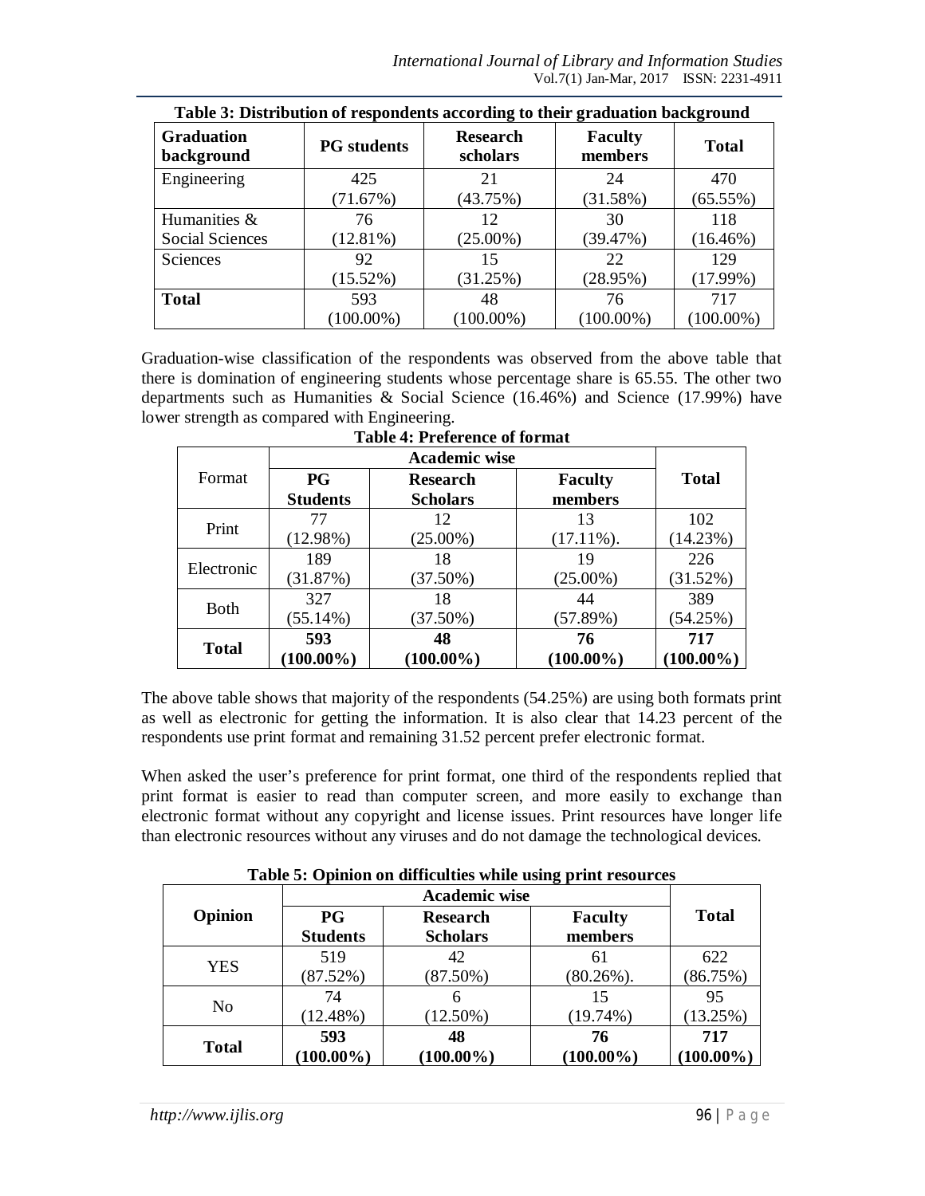**Table 3: Distribution of respondents according to their graduation background**

| Graduation background | PG students | Research scholars | Faculty members | Total |
|---|---|---|---|---|
| Engineering | 425 (71.67%) | 21 (43.75%) | 24 (31.58%) | 470 (65.55%) |
| Humanities & Social Sciences | 76 (12.81%) | 12 (25.00%) | 30 (39.47%) | 118 (16.46%) |
| Sciences | 92 (15.52%) | 15 (31.25%) | 22 (28.95%) | 129 (17.99%) |
| **Total** | 593 (100.00%) | 48 (100.00%) | 76 (100.00%) | 717 (100.00%) |

Graduation-wise classification of the respondents was observed from the above table that there is domination of engineering students whose percentage share is 65.55. The other two departments such as Humanities & Social Science (16.46%) and Science (17.99%) have lower strength as compared with Engineering.

**Table 4: Preference of format**

| Format | Academic wise | | | Total |
|---|---|---|---|---|
| | **PG Students** | **Research Scholars** | **Faculty members** | |
| Print | 77 (12.98%) | 12 (25.00%) | 13 (17.11%). | 102 (14.23%) |
| Electronic | 189 (31.87%) | 18 (37.50%) | 19 (25.00%) | 226 (31.52%) |
| Both | 327 (55.14%) | 18 (37.50%) | 44 (57.89%) | 389 (54.25%) |
| **Total** | **593 (100.00%)** | **48 (100.00%)** | **76 (100.00%)** | **717 (100.00%)** |

The above table shows that majority of the respondents (54.25%) are using both formats print as well as electronic for getting the information. It is also clear that 14.23 percent of the respondents use print format and remaining 31.52 percent prefer electronic format.

When asked the user's preference for print format, one third of the respondents replied that print format is easier to read than computer screen, and more easily to exchange than electronic format without any copyright and license issues. Print resources have longer life than electronic resources without any viruses and do not damage the technological devices.

**Table 5: Opinion on difficulties while using print resources**

| Opinion | Academic wise | | | Total |
|---|---|---|---|---|
| | **PG Students** | **Research Scholars** | **Faculty members** | |
| YES | 519 (87.52%) | 42 (87.50%) | 61 (80.26%). | 622 (86.75%) |
| No | 74 (12.48%) | 6 (12.50%) | 15 (19.74%) | 95 (13.25%) |
| **Total** | **593 (100.00%)** | **48 (100.00%)** | **76 (100.00%)** | **717 (100.00%)** |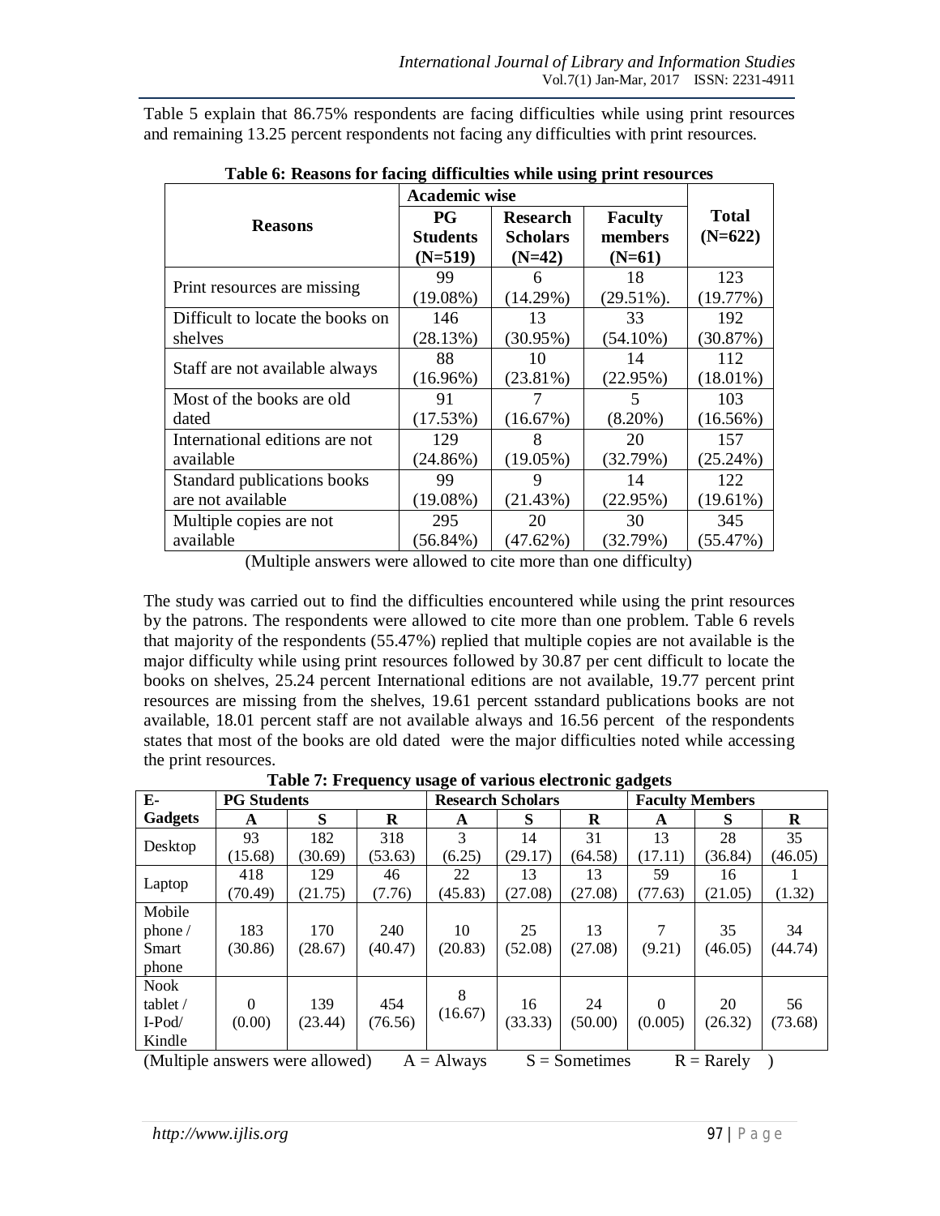Table 5 explain that 86.75% respondents are facing difficulties while using print resources and remaining 13.25 percent respondents not facing any difficulties with print resources.

**Table 6: Reasons for facing difficulties while using print resources**

| Reasons | Academic wise | | | Total (N=622) |
|---|---|---|---|---|
| | PG Students (N=519) | Research Scholars (N=42) | Faculty members (N=61) | |
| Print resources are missing | 99 (19.08%) | 6 (14.29%) | 18 (29.51%). | 123 (19.77%) |
| Difficult to locate the books on shelves | 146 (28.13%) | 13 (30.95%) | 33 (54.10%) | 192 (30.87%) |
| Staff are not available always | 88 (16.96%) | 10 (23.81%) | 14 (22.95%) | 112 (18.01%) |
| Most of the books are old dated | 91 (17.53%) | 7 (16.67%) | 5 (8.20%) | 103 (16.56%) |
| International editions are not available | 129 (24.86%) | 8 (19.05%) | 20 (32.79%) | 157 (25.24%) |
| Standard publications books are not available | 99 (19.08%) | 9 (21.43%) | 14 (22.95%) | 122 (19.61%) |
| Multiple copies are not available | 295 (56.84%) | 20 (47.62%) | 30 (32.79%) | 345 (55.47%) |

(Multiple answers were allowed to cite more than one difficulty)

The study was carried out to find the difficulties encountered while using the print resources by the patrons. The respondents were allowed to cite more than one problem. Table 6 revels that majority of the respondents (55.47%) replied that multiple copies are not available is the major difficulty while using print resources followed by 30.87 per cent difficult to locate the books on shelves, 25.24 percent International editions are not available, 19.77 percent print resources are missing from the shelves, 19.61 percent sstandard publications books are not available, 18.01 percent staff are not available always and 16.56 percent of the respondents states that most of the books are old dated were the major difficulties noted while accessing the print resources.

**Table 7: Frequency usage of various electronic gadgets**

| E-Gadgets | PG Students | | | Research Scholars | | | Faculty Members | | |
|---|---|---|---|---|---|---|---|---|---|
| | A | S | R | A | S | R | A | S | R |
| Desktop | 93 (15.68) | 182 (30.69) | 318 (53.63) | 3 (6.25) | 14 (29.17) | 31 (64.58) | 13 (17.11) | 28 (36.84) | 35 (46.05) |
| Laptop | 418 (70.49) | 129 (21.75) | 46 (7.76) | 22 (45.83) | 13 (27.08) | 13 (27.08) | 59 (77.63) | 16 (21.05) | 1 (1.32) |
| Mobile phone / Smart phone | 183 (30.86) | 170 (28.67) | 240 (40.47) | 10 (20.83) | 25 (52.08) | 13 (27.08) | 7 (9.21) | 35 (46.05) | 34 (44.74) |
| Nook tablet / I-Pod/ Kindle | 0 (0.00) | 139 (23.44) | 454 (76.56) | 8 (16.67) | 16 (33.33) | 24 (50.00) | 0 (0.005) | 20 (26.32) | 56 (73.68) |

(Multiple answers were allowed) A = Always S = Sometimes R = Rarely )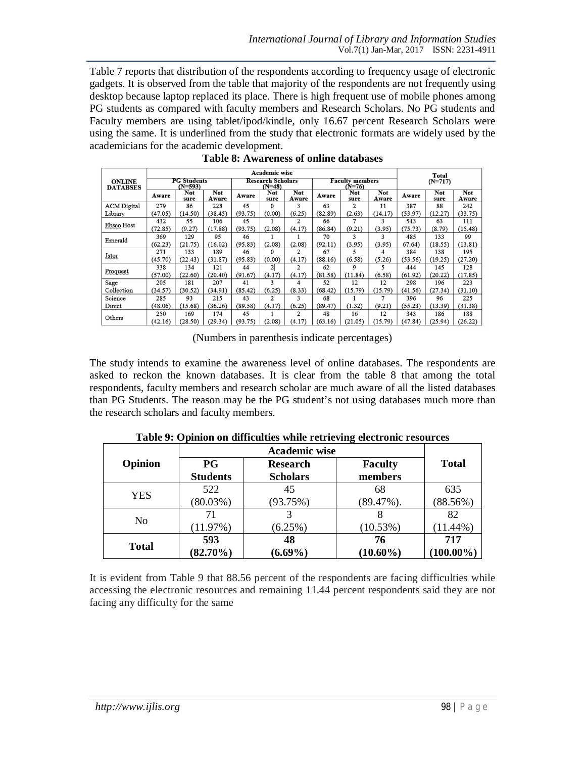Table 7 reports that distribution of the respondents according to frequency usage of electronic gadgets. It is observed from the table that majority of the respondents are not frequently using desktop because laptop replaced its place. There is high frequent use of mobile phones among PG students as compared with faculty members and Research Scholars. No PG students and Faculty members are using tablet/ipod/kindle, only 16.67 percent Research Scholars were using the same. It is underlined from the study that electronic formats are widely used by the academicians for the academic development.

**Table 8: Awareness of online databases**

| ONLINE DATABSES | Academic wise | | | | | | | | | Total (N=717) | | |
|---|---|---|---|---|---|---|---|---|---|---|---|---|
| | PG Students (N=593) | | | Research Scholars (N=48) | | | Faculty members (N=76) | | | | | |
| | Aware | Not sure | Not Aware | Aware | Not sure | Not Aware | Aware | Not sure | Not Aware | Aware | Not sure | Not Aware |
| ACM Digital Library | 279 (47.05) | 86 (14.50) | 228 (38.45) | 45 (93.75) | 0 (0.00) | 3 (6.25) | 63 (82.89) | 2 (2.63) | 11 (14.17) | 387 (53.97) | 88 (12.27) | 242 (33.75) |
| Ebsco Host | 432 (72.85) | 55 (9.27) | 106 (17.88) | 45 (93.75) | 1 (2.08) | 2 (4.17) | 66 (86.84) | 7 (9.21) | 3 (3.95) | 543 (75.73) | 63 (8.79) | 111 (15.48) |
| Emerald | 369 (62.23) | 129 (21.75) | 95 (16.02) | 46 (95.83) | 1 (2.08) | 1 (2.08) | 70 (92.11) | 3 (3.95) | 3 (3.95) | 485 67.64) | 133 (18.55) | 99 (13.81) |
| Jstor | 271 (45.70) | 133 (22.43) | 189 (31.87) | 46 (95.83) | 0 (0.00) | 2 (4.17) | 67 (88.16) | 5 (6.58) | 4 (5.26) | 384 (53.56) | 138 (19.25) | 195 (27.20) |
| Proquest | 338 (57.00) | 134 (22.60) | 121 (20.40) | 44 (91.67) | 2 (4.17) | 2 (4.17) | 62 (81.58) | 9 (11.84) | 5 (6.58) | 444 (61.92) | 145 (20.22) | 128 (17.85) |
| Sage Collection | 205 (34.57) | 181 (30.52) | 207 (34.91) | 41 (85.42) | 3 (6.25) | 4 (8.33) | 52 (68.42) | 12 (15.79) | 12 (15.79) | 298 (41.56) | 196 (27.34) | 223 (31.10) |
| Science Direct | 285 (48.06) | 93 (15.68) | 215 (36.26) | 43 (89.58) | 2 (4.17) | 3 (6.25) | 68 (89.47) | 1 (1.32) | 7 (9.21) | 396 (55.23) | 96 (13.39) | 225 (31.38) |
| Others | 250 (42.16) | 169 (28.50) | 174 (29.34) | 45 (93.75) | 1 (2.08) | 2 (4.17) | 48 (63.16) | 16 (21.05) | 12 (15.79) | 343 (47.84) | 186 (25.94) | 188 (26.22) |

(Numbers in parenthesis indicate percentages)

The study intends to examine the awareness level of online databases. The respondents are asked to reckon the known databases. It is clear from the table 8 that among the total respondents, faculty members and research scholar are much aware of all the listed databases than PG Students. The reason may be the PG student's not using databases much more than the research scholars and faculty members.

**Table 9: Opinion on difficulties while retrieving electronic resources**

| Opinion | Academic wise | | | Total |
|---|---|---|---|---|
| | **PG Students** | **Research Scholars** | **Faculty members** | |
| YES | 522 (80.03%) | 45 (93.75%) | 68 (89.47%). | 635 (88.56%) |
| No | 71 (11.97%) | 3 (6.25%) | 8 (10.53%) | 82 (11.44%) |
| **Total** | **593 (82.70%)** | **48 (6.69%)** | **76 (10.60%)** | **717 (100.00%)** |

It is evident from Table 9 that 88.56 percent of the respondents are facing difficulties while accessing the electronic resources and remaining 11.44 percent respondents said they are not facing any difficulty for the same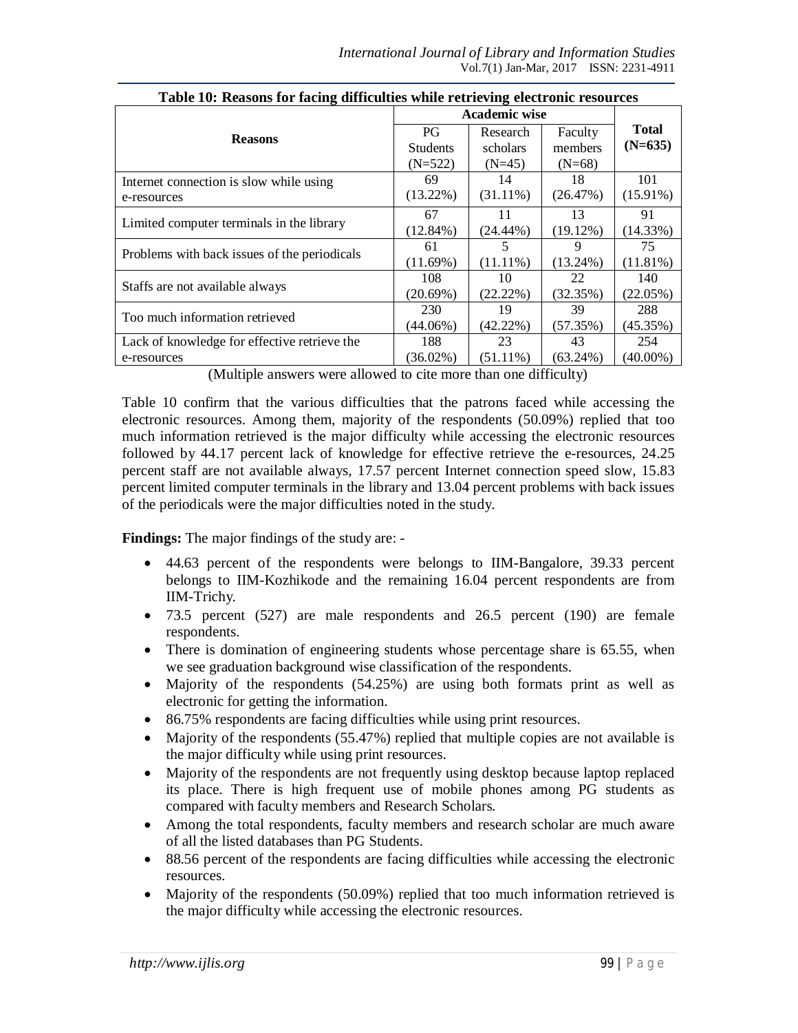**Table 10: Reasons for facing difficulties while retrieving electronic resources**

| Reasons | Academic wise | | | Total (N=635) |
|---|---|---|---|---|
| | PG Students (N=522) | Research scholars (N=45) | Faculty members (N=68) | |
| Internet connection is slow while using e-resources | 69 (13.22%) | 14 (31.11%) | 18 (26.47%) | 101 (15.91%) |
| Limited computer terminals in the library | 67 (12.84%) | 11 (24.44%) | 13 (19.12%) | 91 (14.33%) |
| Problems with back issues of the periodicals | 61 (11.69%) | 5 (11.11%) | 9 (13.24%) | 75 (11.81%) |
| Staffs are not available always | 108 (20.69%) | 10 (22.22%) | 22 (32.35%) | 140 (22.05%) |
| Too much information retrieved | 230 (44.06%) | 19 (42.22%) | 39 (57.35%) | 288 (45.35%) |
| Lack of knowledge for effective retrieve the e-resources | 188 (36.02%) | 23 (51.11%) | 43 (63.24%) | 254 (40.00%) |

(Multiple answers were allowed to cite more than one difficulty)

Table 10 confirm that the various difficulties that the patrons faced while accessing the electronic resources. Among them, majority of the respondents (50.09%) replied that too much information retrieved is the major difficulty while accessing the electronic resources followed by 44.17 percent lack of knowledge for effective retrieve the e-resources, 24.25 percent staff are not available always, 17.57 percent Internet connection speed slow, 15.83 percent limited computer terminals in the library and 13.04 percent problems with back issues of the periodicals were the major difficulties noted in the study.

**Findings:** The major findings of the study are: -

- 44.63 percent of the respondents were belongs to IIM-Bangalore, 39.33 percent belongs to IIM-Kozhikode and the remaining 16.04 percent respondents are from IIM-Trichy.
- 73.5 percent (527) are male respondents and 26.5 percent (190) are female respondents.
- There is domination of engineering students whose percentage share is 65.55, when we see graduation background wise classification of the respondents.
- Majority of the respondents (54.25%) are using both formats print as well as electronic for getting the information.
- 86.75% respondents are facing difficulties while using print resources.
- Majority of the respondents (55.47%) replied that multiple copies are not available is the major difficulty while using print resources.
- Majority of the respondents are not frequently using desktop because laptop replaced its place. There is high frequent use of mobile phones among PG students as compared with faculty members and Research Scholars.
- Among the total respondents, faculty members and research scholar are much aware of all the listed databases than PG Students.
- 88.56 percent of the respondents are facing difficulties while accessing the electronic resources.
- Majority of the respondents (50.09%) replied that too much information retrieved is the major difficulty while accessing the electronic resources.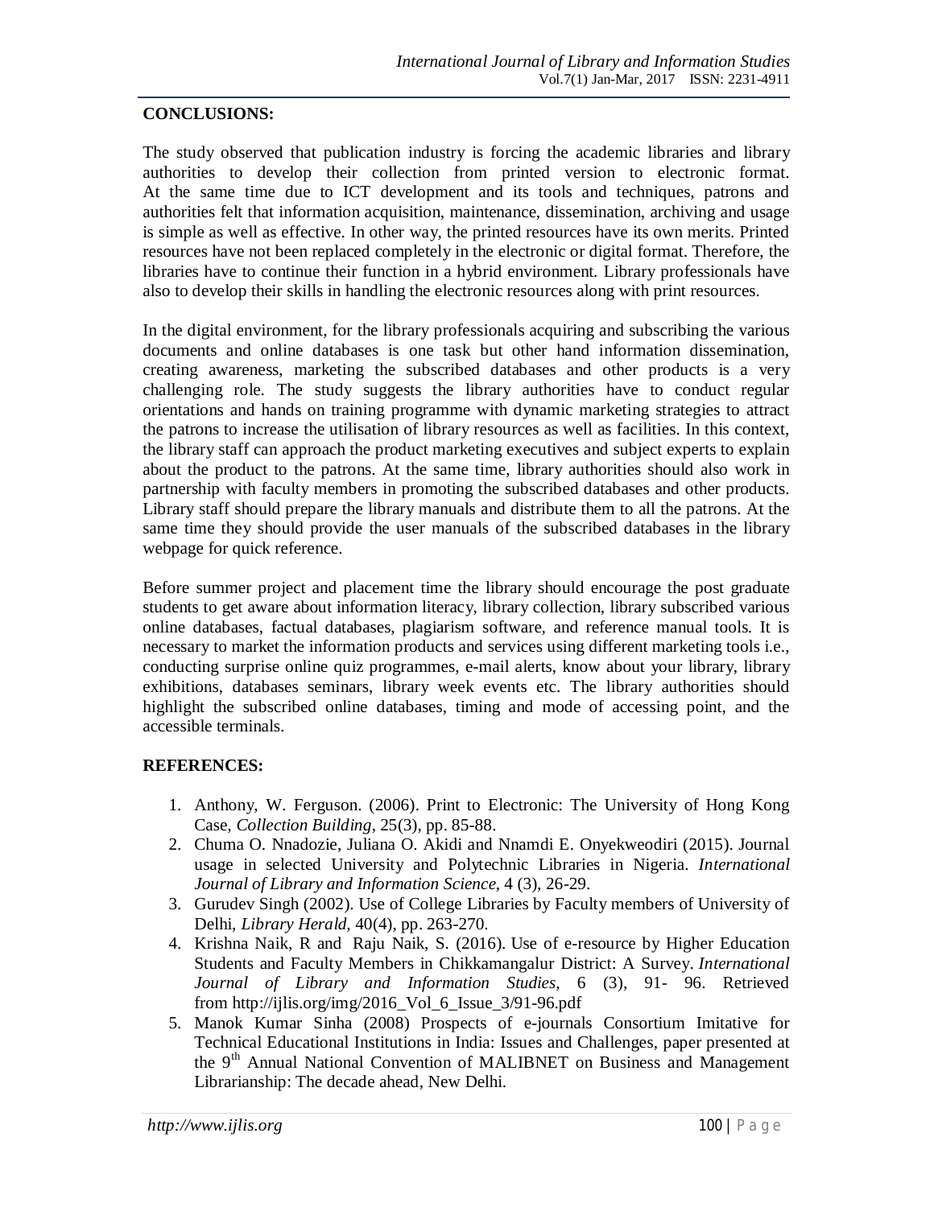**CONCLUSIONS:**

The study observed that publication industry is forcing the academic libraries and library authorities to develop their collection from printed version to electronic format. At the same time due to ICT development and its tools and techniques, patrons and authorities felt that information acquisition, maintenance, dissemination, archiving and usage is simple as well as effective. In other way, the printed resources have its own merits. Printed resources have not been replaced completely in the electronic or digital format. Therefore, the libraries have to continue their function in a hybrid environment. Library professionals have also to develop their skills in handling the electronic resources along with print resources.

In the digital environment, for the library professionals acquiring and subscribing the various documents and online databases is one task but other hand information dissemination, creating awareness, marketing the subscribed databases and other products is a very challenging role. The study suggests the library authorities have to conduct regular orientations and hands on training programme with dynamic marketing strategies to attract the patrons to increase the utilisation of library resources as well as facilities. In this context, the library staff can approach the product marketing executives and subject experts to explain about the product to the patrons. At the same time, library authorities should also work in partnership with faculty members in promoting the subscribed databases and other products. Library staff should prepare the library manuals and distribute them to all the patrons. At the same time they should provide the user manuals of the subscribed databases in the library webpage for quick reference.

Before summer project and placement time the library should encourage the post graduate students to get aware about information literacy, library collection, library subscribed various online databases, factual databases, plagiarism software, and reference manual tools. It is necessary to market the information products and services using different marketing tools i.e., conducting surprise online quiz programmes, e-mail alerts, know about your library, library exhibitions, databases seminars, library week events etc. The library authorities should highlight the subscribed online databases, timing and mode of accessing point, and the accessible terminals.

**REFERENCES:**

1. Anthony, W. Ferguson. (2006). Print to Electronic: The University of Hong Kong Case, *Collection Building*, 25(3), pp. 85-88.
2. Chuma O. Nnadozie, Juliana O. Akidi and Nnamdi E. Onyekweodiri (2015). Journal usage in selected University and Polytechnic Libraries in Nigeria. *International Journal of Library and Information Science*, 4 (3), 26-29.
3. Gurudev Singh (2002). Use of College Libraries by Faculty members of University of Delhi, *Library Herald*, 40(4), pp. 263-270.
4. Krishna Naik, R and Raju Naik, S. (2016). Use of e-resource by Higher Education Students and Faculty Members in Chikkamangalur District: A Survey. *International Journal of Library and Information Studies*, 6 (3), 91- 96. Retrieved from http://ijlis.org/img/2016_Vol_6_Issue_3/91-96.pdf
5. Manok Kumar Sinha (2008) Prospects of e-journals Consortium Imitative for Technical Educational Institutions in India: Issues and Challenges, paper presented at the 9th Annual National Convention of MALIBNET on Business and Management Librarianship: The decade ahead, New Delhi.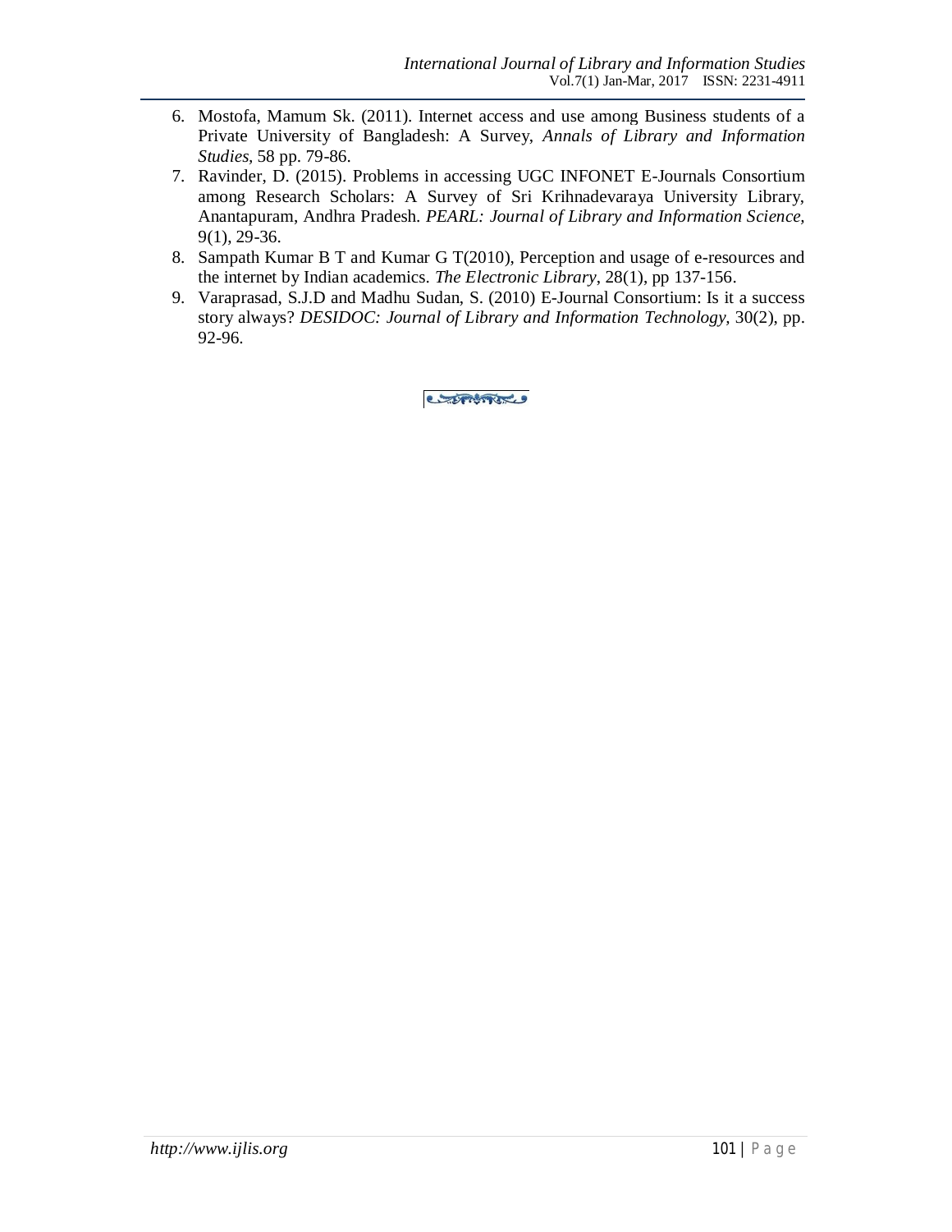6. Mostofa, Mamum Sk. (2011). Internet access and use among Business students of a Private University of Bangladesh: A Survey, *Annals of Library and Information Studies*, 58 pp. 79-86.
7. Ravinder, D. (2015). Problems in accessing UGC INFONET E-Journals Consortium among Research Scholars: A Survey of Sri Krihnadevaraya University Library, Anantapuram, Andhra Pradesh. *PEARL: Journal of Library and Information Science,* 9(1), 29-36.
8. Sampath Kumar B T and Kumar G T(2010), Perception and usage of e-resources and the internet by Indian academics. *The Electronic Library*, 28(1), pp 137-156.
9. Varaprasad, S.J.D and Madhu Sudan, S. (2010) E-Journal Consortium: Is it a success story always? *DESIDOC: Journal of Library and Information Technology,* 30(2), pp. 92-96.